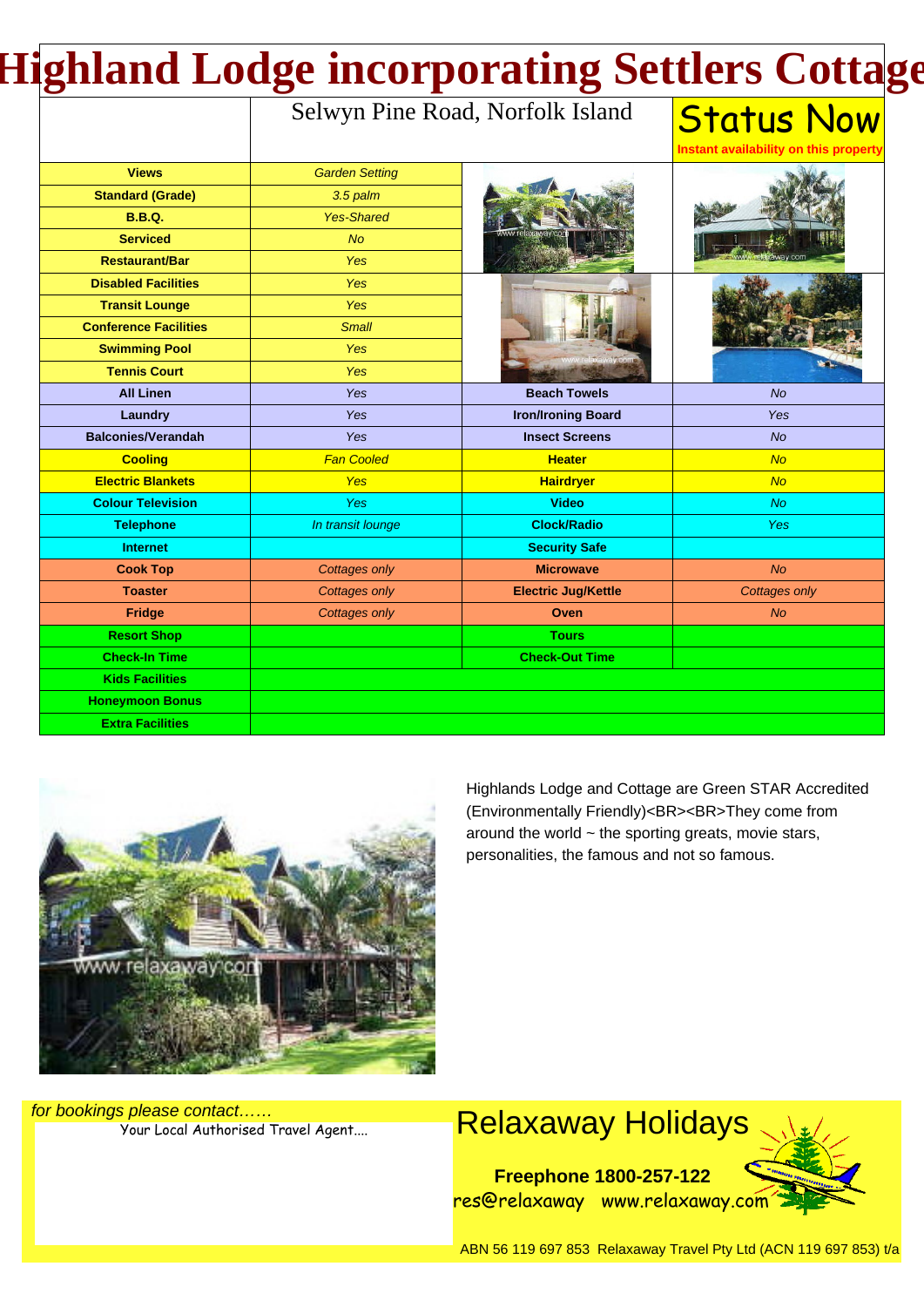# Highland Lodge incorporating Settlers Cottage

Selwyn Pine Road, Norfolk Island

**Status Now**
Instant availability on this property

| | | | |
|---|---|---|---|
| **Views** | *Garden Setting* | | |
| **Standard (Grade)** | *3.5 palm* | | |
| **B.B.Q.** | *Yes-Shared* | | |
| **Serviced** | *No* | | |
| **Restaurant/Bar** | *Yes* | | |
| **Disabled Facilities** | *Yes* | | |
| **Transit Lounge** | *Yes* | | |
| **Conference Facilities** | *Small* | | |
| **Swimming Pool** | *Yes* | | |
| **Tennis Court** | *Yes* | | |
| **All Linen** | *Yes* | **Beach Towels** | *No* |
| **Laundry** | *Yes* | **Iron/Ironing Board** | *Yes* |
| **Balconies/Verandah** | *Yes* | **Insect Screens** | *No* |
| **Cooling** | *Fan Cooled* | **Heater** | *No* |
| **Electric Blankets** | *Yes* | **Hairdryer** | *No* |
| **Colour Television** | *Yes* | **Video** | *No* |
| **Telephone** | *In transit lounge* | **Clock/Radio** | *Yes* |
| **Internet** | | **Security Safe** | |
| **Cook Top** | *Cottages only* | **Microwave** | *No* |
| **Toaster** | *Cottages only* | **Electric Jug/Kettle** | *Cottages only* |
| **Fridge** | *Cottages only* | **Oven** | *No* |
| **Resort Shop** | | **Tours** | |
| **Check-In Time** | | **Check-Out Time** | |
| **Kids Facilities** | | | |
| **Honeymoon Bonus** | | | |
| **Extra Facilities** | | | |

Highlands Lodge and Cottage are Green STAR Accredited (Environmentally Friendly)<BR><BR>They come from around the world ~ the sporting greats, movie stars, personalities, the famous and not so famous.

*for bookings please contact……*
Your Local Authorised Travel Agent….

Relaxaway Holidays

**Freephone 1800-257-122**
res@relaxaway www.relaxaway.com

ABN 56 119 697 853 Relaxaway Travel Pty Ltd (ACN 119 697 853) t/a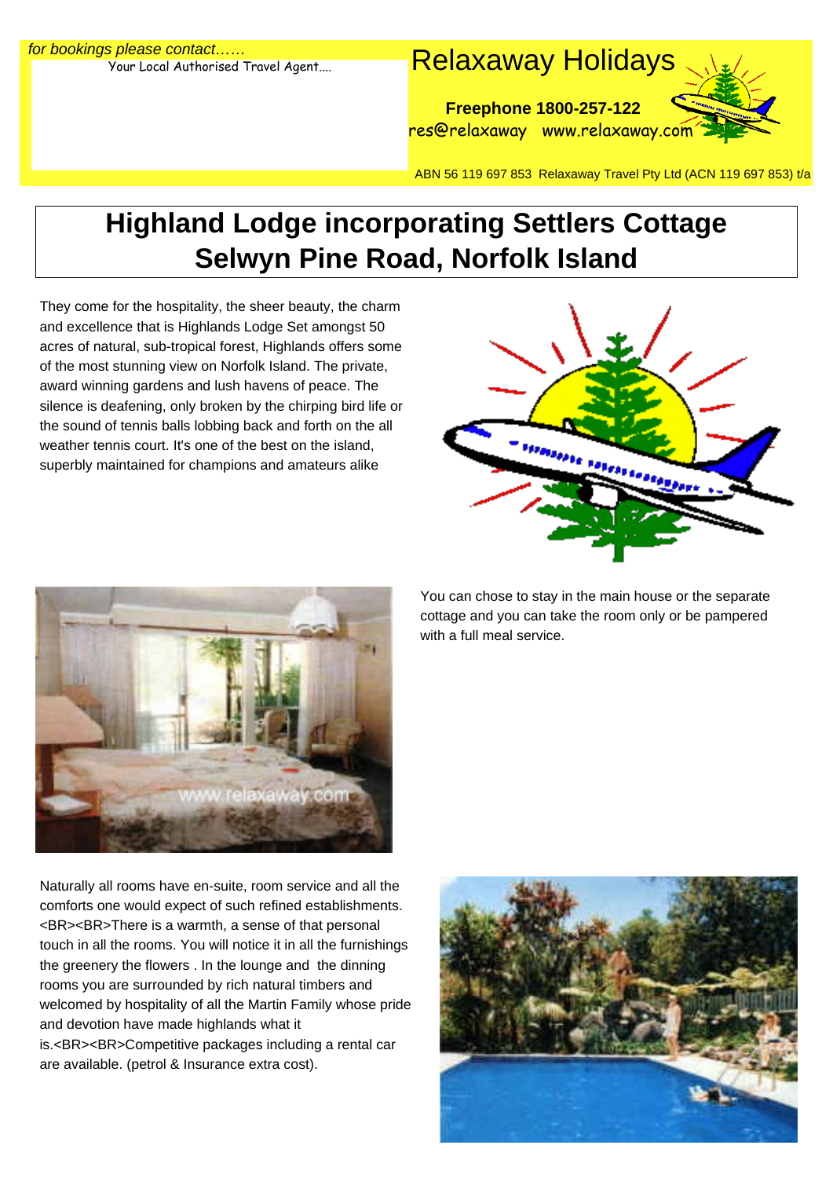*for bookings please contact……*

Your Local Authorised Travel Agent....

Relaxaway Holidays

**Freephone 1800-257-122**

res@relaxaway www.relaxaway.com

ABN 56 119 697 853 Relaxaway Travel Pty Ltd (ACN 119 697 853) t/a

# Highland Lodge incorporating Settlers Cottage Selwyn Pine Road, Norfolk Island

They come for the hospitality, the sheer beauty, the charm and excellence that is Highlands Lodge Set amongst 50 acres of natural, sub-tropical forest, Highlands offers some of the most stunning view on Norfolk Island. The private, award winning gardens and lush havens of peace. The silence is deafening, only broken by the chirping bird life or the sound of tennis balls lobbing back and forth on the all weather tennis court. It's one of the best on the island, superbly maintained for champions and amateurs alike

You can chose to stay in the main house or the separate cottage and you can take the room only or be pampered with a full meal service.

Naturally all rooms have en-suite, room service and all the comforts one would expect of such refined establishments. <BR><BR>There is a warmth, a sense of that personal touch in all the rooms. You will notice it in all the furnishings the greenery the flowers . In the lounge and the dinning rooms you are surrounded by rich natural timbers and welcomed by hospitality of all the Martin Family whose pride and devotion have made highlands what it is.<BR><BR>Competitive packages including a rental car are available. (petrol & Insurance extra cost).